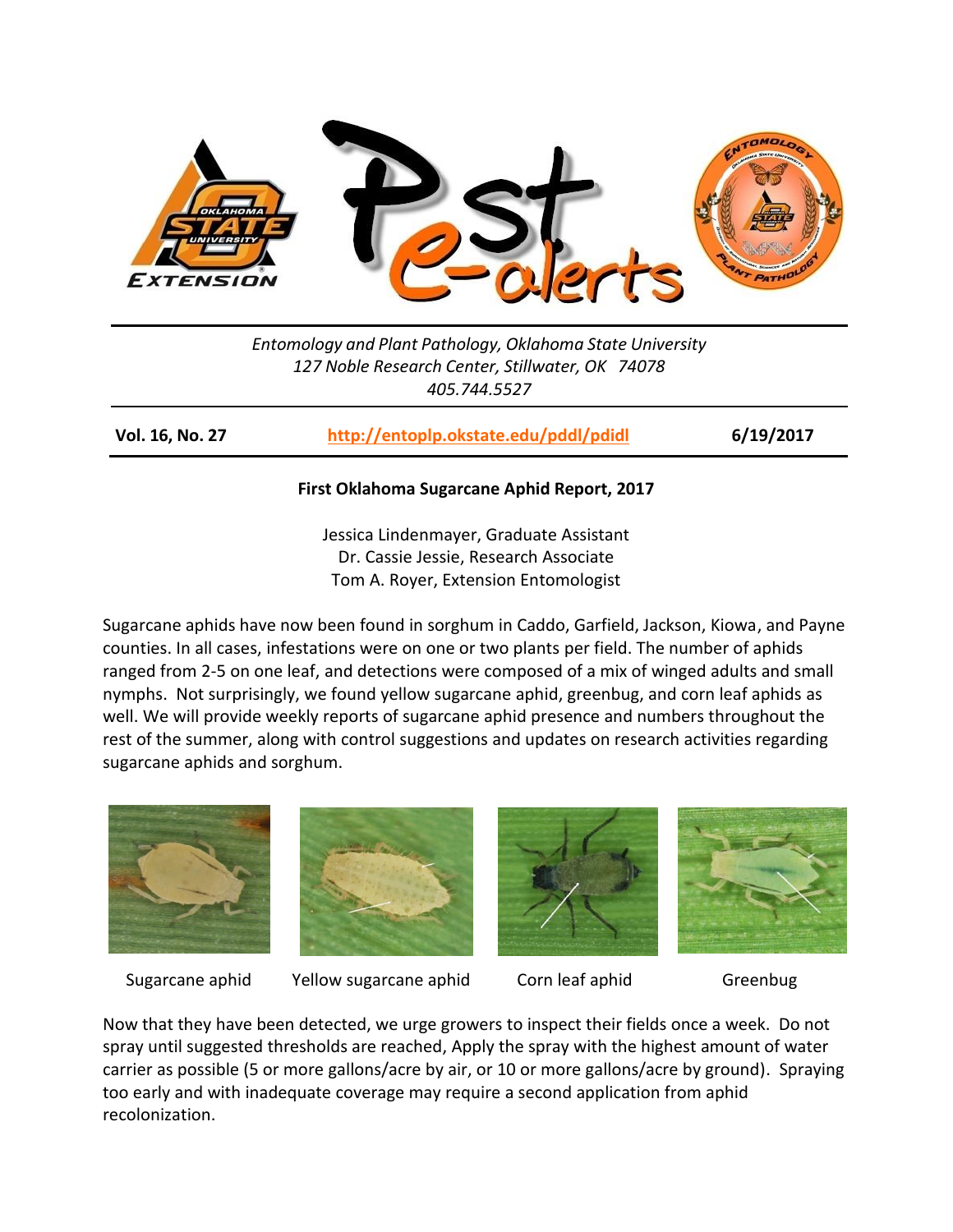*Entomology and Plant Pathology, Oklahoma State University*
*127 Noble Research Center, Stillwater, OK 74078*
*405.744.5527*

| **Vol. 16, No. 27** | **http://entoplp.okstate.edu/pddl/pdidl** | **6/19/2017** |
|---|---|---|

**First Oklahoma Sugarcane Aphid Report, 2017**

Jessica Lindenmayer, Graduate Assistant
Dr. Cassie Jessie, Research Associate
Tom A. Royer, Extension Entomologist

Sugarcane aphids have now been found in sorghum in Caddo, Garfield, Jackson, Kiowa, and Payne counties. In all cases, infestations were on one or two plants per field. The number of aphids ranged from 2-5 on one leaf, and detections were composed of a mix of winged adults and small nymphs. Not surprisingly, we found yellow sugarcane aphid, greenbug, and corn leaf aphids as well. We will provide weekly reports of sugarcane aphid presence and numbers throughout the rest of the summer, along with control suggestions and updates on research activities regarding sugarcane aphids and sorghum.

Sugarcane aphid    Yellow sugarcane aphid    Corn leaf aphid    Greenbug

Now that they have been detected, we urge growers to inspect their fields once a week. Do not spray until suggested thresholds are reached, Apply the spray with the highest amount of water carrier as possible (5 or more gallons/acre by air, or 10 or more gallons/acre by ground). Spraying too early and with inadequate coverage may require a second application from aphid recolonization.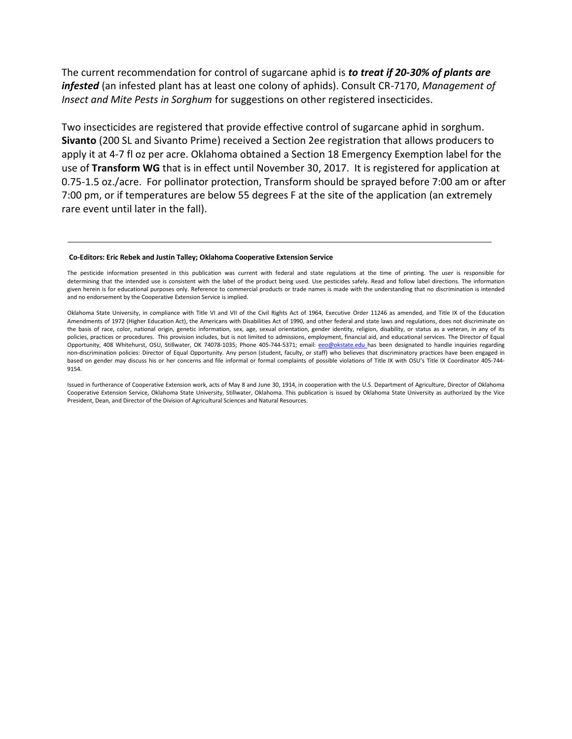The current recommendation for control of sugarcane aphid is ***to treat if 20-30% of plants are infested*** (an infested plant has at least one colony of aphids). Consult CR-7170, *Management of Insect and Mite Pests in Sorghum* for suggestions on other registered insecticides.

Two insecticides are registered that provide effective control of sugarcane aphid in sorghum. **Sivanto** (200 SL and Sivanto Prime) received a Section 2ee registration that allows producers to apply it at 4-7 fl oz per acre. Oklahoma obtained a Section 18 Emergency Exemption label for the use of **Transform WG** that is in effect until November 30, 2017. It is registered for application at 0.75-1.5 oz./acre. For pollinator protection, Transform should be sprayed before 7:00 am or after 7:00 pm, or if temperatures are below 55 degrees F at the site of the application (an extremely rare event until later in the fall).

---

**Co-Editors: Eric Rebek and Justin Talley; Oklahoma Cooperative Extension Service**

The pesticide information presented in this publication was current with federal and state regulations at the time of printing. The user is responsible for determining that the intended use is consistent with the label of the product being used. Use pesticides safely. Read and follow label directions. The information given herein is for educational purposes only. Reference to commercial products or trade names is made with the understanding that no discrimination is intended and no endorsement by the Cooperative Extension Service is implied.

Oklahoma State University, in compliance with Title VI and VII of the Civil Rights Act of 1964, Executive Order 11246 as amended, and Title IX of the Education Amendments of 1972 (Higher Education Act), the Americans with Disabilities Act of 1990, and other federal and state laws and regulations, does not discriminate on the basis of race, color, national origin, genetic information, sex, age, sexual orientation, gender identity, religion, disability, or status as a veteran, in any of its policies, practices or procedures. This provision includes, but is not limited to admissions, employment, financial aid, and educational services. The Director of Equal Opportunity, 408 Whitehurst, OSU, Stillwater, OK 74078-1035; Phone 405-744-5371; email: eeo@okstate.edu has been designated to handle inquiries regarding non-discrimination policies: Director of Equal Opportunity. Any person (student, faculty, or staff) who believes that discriminatory practices have been engaged in based on gender may discuss his or her concerns and file informal or formal complaints of possible violations of Title IX with OSU's Title IX Coordinator 405-744-9154.

Issued in furtherance of Cooperative Extension work, acts of May 8 and June 30, 1914, in cooperation with the U.S. Department of Agriculture, Director of Oklahoma Cooperative Extension Service, Oklahoma State University, Stillwater, Oklahoma. This publication is issued by Oklahoma State University as authorized by the Vice President, Dean, and Director of the Division of Agricultural Sciences and Natural Resources.